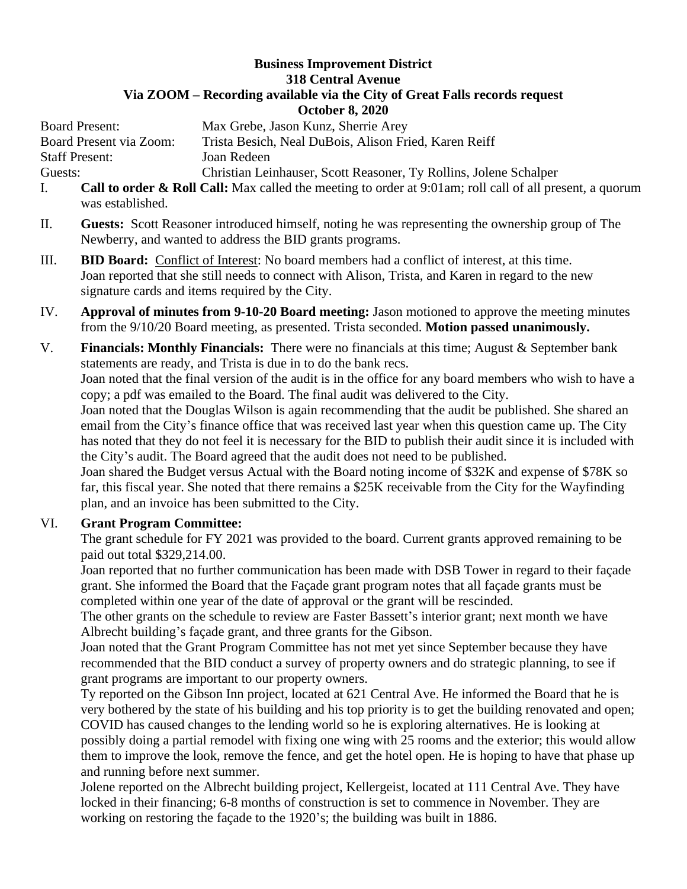**Business Improvement District**
**318 Central Avenue**
**Via ZOOM – Recording available via the City of Great Falls records request**
**October 8, 2020**

| | |
|---|---|
| Board Present: | Max Grebe, Jason Kunz, Sherrie Arey |
| Board Present via Zoom: | Trista Besich, Neal DuBois, Alison Fried, Karen Reiff |
| Staff Present: | Joan Redeen |
| Guests: | Christian Leinhauser, Scott Reasoner, Ty Rollins, Jolene Schalper |

I. **Call to order & Roll Call:** Max called the meeting to order at 9:01am; roll call of all present, a quorum was established.

II. **Guests:** Scott Reasoner introduced himself, noting he was representing the ownership group of The Newberry, and wanted to address the BID grants programs.

III. **BID Board:** Conflict of Interest: No board members had a conflict of interest, at this time. Joan reported that she still needs to connect with Alison, Trista, and Karen in regard to the new signature cards and items required by the City.

IV. **Approval of minutes from 9-10-20 Board meeting:** Jason motioned to approve the meeting minutes from the 9/10/20 Board meeting, as presented. Trista seconded. **Motion passed unanimously.**

V. **Financials: Monthly Financials:** There were no financials at this time; August & September bank statements are ready, and Trista is due in to do the bank recs.
Joan noted that the final version of the audit is in the office for any board members who wish to have a copy; a pdf was emailed to the Board. The final audit was delivered to the City.
Joan noted that the Douglas Wilson is again recommending that the audit be published. She shared an email from the City's finance office that was received last year when this question came up. The City has noted that they do not feel it is necessary for the BID to publish their audit since it is included with the City's audit. The Board agreed that the audit does not need to be published.
Joan shared the Budget versus Actual with the Board noting income of $32K and expense of $78K so far, this fiscal year. She noted that there remains a $25K receivable from the City for the Wayfinding plan, and an invoice has been submitted to the City.

VI. **Grant Program Committee:**
The grant schedule for FY 2021 was provided to the board. Current grants approved remaining to be paid out total $329,214.00.
Joan reported that no further communication has been made with DSB Tower in regard to their façade grant. She informed the Board that the Façade grant program notes that all façade grants must be completed within one year of the date of approval or the grant will be rescinded.
The other grants on the schedule to review are Faster Bassett's interior grant; next month we have Albrecht building's façade grant, and three grants for the Gibson.
Joan noted that the Grant Program Committee has not met yet since September because they have recommended that the BID conduct a survey of property owners and do strategic planning, to see if grant programs are important to our property owners.
Ty reported on the Gibson Inn project, located at 621 Central Ave. He informed the Board that he is very bothered by the state of his building and his top priority is to get the building renovated and open; COVID has caused changes to the lending world so he is exploring alternatives. He is looking at possibly doing a partial remodel with fixing one wing with 25 rooms and the exterior; this would allow them to improve the look, remove the fence, and get the hotel open. He is hoping to have that phase up and running before next summer.
Jolene reported on the Albrecht building project, Kellergeist, located at 111 Central Ave. They have locked in their financing; 6-8 months of construction is set to commence in November. They are working on restoring the façade to the 1920's; the building was built in 1886.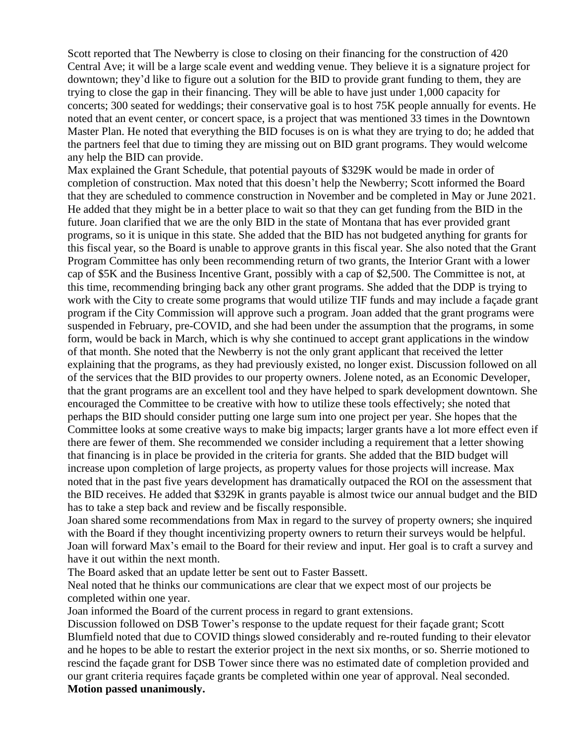Scott reported that The Newberry is close to closing on their financing for the construction of 420 Central Ave; it will be a large scale event and wedding venue. They believe it is a signature project for downtown; they'd like to figure out a solution for the BID to provide grant funding to them, they are trying to close the gap in their financing. They will be able to have just under 1,000 capacity for concerts; 300 seated for weddings; their conservative goal is to host 75K people annually for events. He noted that an event center, or concert space, is a project that was mentioned 33 times in the Downtown Master Plan. He noted that everything the BID focuses is on is what they are trying to do; he added that the partners feel that due to timing they are missing out on BID grant programs. They would welcome any help the BID can provide.

Max explained the Grant Schedule, that potential payouts of $329K would be made in order of completion of construction. Max noted that this doesn't help the Newberry; Scott informed the Board that they are scheduled to commence construction in November and be completed in May or June 2021. He added that they might be in a better place to wait so that they can get funding from the BID in the future. Joan clarified that we are the only BID in the state of Montana that has ever provided grant programs, so it is unique in this state. She added that the BID has not budgeted anything for grants for this fiscal year, so the Board is unable to approve grants in this fiscal year. She also noted that the Grant Program Committee has only been recommending return of two grants, the Interior Grant with a lower cap of $5K and the Business Incentive Grant, possibly with a cap of $2,500. The Committee is not, at this time, recommending bringing back any other grant programs. She added that the DDP is trying to work with the City to create some programs that would utilize TIF funds and may include a façade grant program if the City Commission will approve such a program. Joan added that the grant programs were suspended in February, pre-COVID, and she had been under the assumption that the programs, in some form, would be back in March, which is why she continued to accept grant applications in the window of that month. She noted that the Newberry is not the only grant applicant that received the letter explaining that the programs, as they had previously existed, no longer exist. Discussion followed on all of the services that the BID provides to our property owners. Jolene noted, as an Economic Developer, that the grant programs are an excellent tool and they have helped to spark development downtown. She encouraged the Committee to be creative with how to utilize these tools effectively; she noted that perhaps the BID should consider putting one large sum into one project per year. She hopes that the Committee looks at some creative ways to make big impacts; larger grants have a lot more effect even if there are fewer of them. She recommended we consider including a requirement that a letter showing that financing is in place be provided in the criteria for grants. She added that the BID budget will increase upon completion of large projects, as property values for those projects will increase. Max noted that in the past five years development has dramatically outpaced the ROI on the assessment that the BID receives. He added that $329K in grants payable is almost twice our annual budget and the BID has to take a step back and review and be fiscally responsible.

Joan shared some recommendations from Max in regard to the survey of property owners; she inquired with the Board if they thought incentivizing property owners to return their surveys would be helpful. Joan will forward Max's email to the Board for their review and input. Her goal is to craft a survey and have it out within the next month.

The Board asked that an update letter be sent out to Faster Bassett.

Neal noted that he thinks our communications are clear that we expect most of our projects be completed within one year.

Joan informed the Board of the current process in regard to grant extensions.

Discussion followed on DSB Tower's response to the update request for their façade grant; Scott Blumfield noted that due to COVID things slowed considerably and re-routed funding to their elevator and he hopes to be able to restart the exterior project in the next six months, or so. Sherrie motioned to rescind the façade grant for DSB Tower since there was no estimated date of completion provided and our grant criteria requires façade grants be completed within one year of approval. Neal seconded.
**Motion passed unanimously.**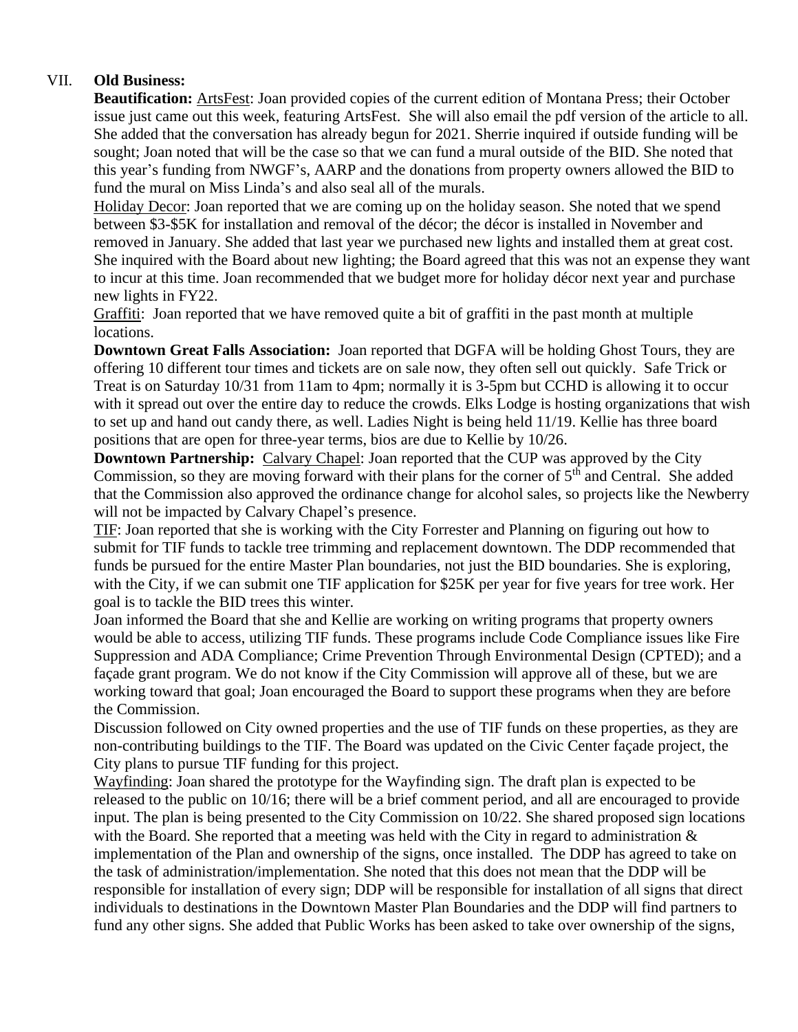VII. **Old Business:**

**Beautification:** ArtsFest: Joan provided copies of the current edition of Montana Press; their October issue just came out this week, featuring ArtsFest. She will also email the pdf version of the article to all. She added that the conversation has already begun for 2021. Sherrie inquired if outside funding will be sought; Joan noted that will be the case so that we can fund a mural outside of the BID. She noted that this year's funding from NWGF's, AARP and the donations from property owners allowed the BID to fund the mural on Miss Linda's and also seal all of the murals.

Holiday Decor: Joan reported that we are coming up on the holiday season. She noted that we spend between \$3-\$5K for installation and removal of the décor; the décor is installed in November and removed in January. She added that last year we purchased new lights and installed them at great cost. She inquired with the Board about new lighting; the Board agreed that this was not an expense they want to incur at this time. Joan recommended that we budget more for holiday décor next year and purchase new lights in FY22.

Graffiti: Joan reported that we have removed quite a bit of graffiti in the past month at multiple locations.

**Downtown Great Falls Association:** Joan reported that DGFA will be holding Ghost Tours, they are offering 10 different tour times and tickets are on sale now, they often sell out quickly. Safe Trick or Treat is on Saturday 10/31 from 11am to 4pm; normally it is 3-5pm but CCHD is allowing it to occur with it spread out over the entire day to reduce the crowds. Elks Lodge is hosting organizations that wish to set up and hand out candy there, as well. Ladies Night is being held 11/19. Kellie has three board positions that are open for three-year terms, bios are due to Kellie by 10/26.

**Downtown Partnership:** Calvary Chapel: Joan reported that the CUP was approved by the City Commission, so they are moving forward with their plans for the corner of 5th and Central. She added that the Commission also approved the ordinance change for alcohol sales, so projects like the Newberry will not be impacted by Calvary Chapel's presence.

TIF: Joan reported that she is working with the City Forrester and Planning on figuring out how to submit for TIF funds to tackle tree trimming and replacement downtown. The DDP recommended that funds be pursued for the entire Master Plan boundaries, not just the BID boundaries. She is exploring, with the City, if we can submit one TIF application for \$25K per year for five years for tree work. Her goal is to tackle the BID trees this winter.

Joan informed the Board that she and Kellie are working on writing programs that property owners would be able to access, utilizing TIF funds. These programs include Code Compliance issues like Fire Suppression and ADA Compliance; Crime Prevention Through Environmental Design (CPTED); and a façade grant program. We do not know if the City Commission will approve all of these, but we are working toward that goal; Joan encouraged the Board to support these programs when they are before the Commission.

Discussion followed on City owned properties and the use of TIF funds on these properties, as they are non-contributing buildings to the TIF. The Board was updated on the Civic Center façade project, the City plans to pursue TIF funding for this project.

Wayfinding: Joan shared the prototype for the Wayfinding sign. The draft plan is expected to be released to the public on 10/16; there will be a brief comment period, and all are encouraged to provide input. The plan is being presented to the City Commission on 10/22. She shared proposed sign locations with the Board. She reported that a meeting was held with the City in regard to administration & implementation of the Plan and ownership of the signs, once installed. The DDP has agreed to take on the task of administration/implementation. She noted that this does not mean that the DDP will be responsible for installation of every sign; DDP will be responsible for installation of all signs that direct individuals to destinations in the Downtown Master Plan Boundaries and the DDP will find partners to fund any other signs. She added that Public Works has been asked to take over ownership of the signs,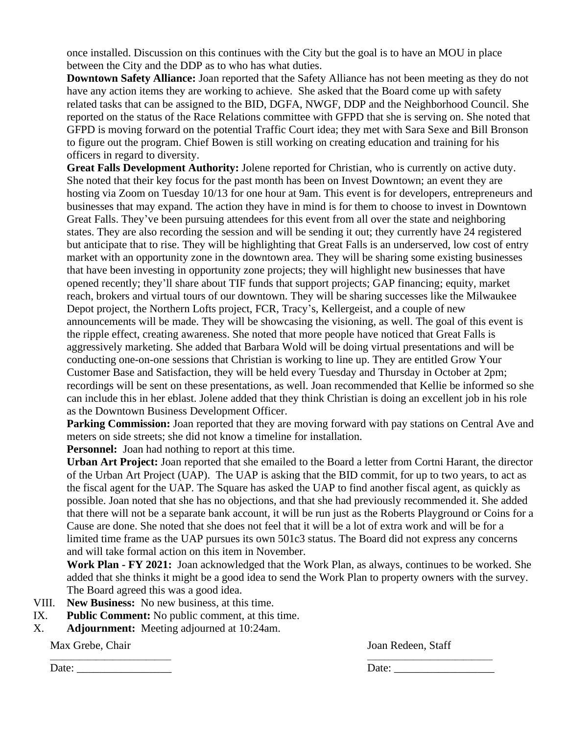once installed. Discussion on this continues with the City but the goal is to have an MOU in place between the City and the DDP as to who has what duties.

**Downtown Safety Alliance:** Joan reported that the Safety Alliance has not been meeting as they do not have any action items they are working to achieve. She asked that the Board come up with safety related tasks that can be assigned to the BID, DGFA, NWGF, DDP and the Neighborhood Council. She reported on the status of the Race Relations committee with GFPD that she is serving on. She noted that GFPD is moving forward on the potential Traffic Court idea; they met with Sara Sexe and Bill Bronson to figure out the program. Chief Bowen is still working on creating education and training for his officers in regard to diversity.

**Great Falls Development Authority:** Jolene reported for Christian, who is currently on active duty. She noted that their key focus for the past month has been on Invest Downtown; an event they are hosting via Zoom on Tuesday 10/13 for one hour at 9am. This event is for developers, entrepreneurs and businesses that may expand. The action they have in mind is for them to choose to invest in Downtown Great Falls. They've been pursuing attendees for this event from all over the state and neighboring states. They are also recording the session and will be sending it out; they currently have 24 registered but anticipate that to rise. They will be highlighting that Great Falls is an underserved, low cost of entry market with an opportunity zone in the downtown area. They will be sharing some existing businesses that have been investing in opportunity zone projects; they will highlight new businesses that have opened recently; they'll share about TIF funds that support projects; GAP financing; equity, market reach, brokers and virtual tours of our downtown. They will be sharing successes like the Milwaukee Depot project, the Northern Lofts project, FCR, Tracy's, Kellergeist, and a couple of new announcements will be made. They will be showcasing the visioning, as well. The goal of this event is the ripple effect, creating awareness. She noted that more people have noticed that Great Falls is aggressively marketing. She added that Barbara Wold will be doing virtual presentations and will be conducting one-on-one sessions that Christian is working to line up. They are entitled Grow Your Customer Base and Satisfaction, they will be held every Tuesday and Thursday in October at 2pm; recordings will be sent on these presentations, as well. Joan recommended that Kellie be informed so she can include this in her eblast. Jolene added that they think Christian is doing an excellent job in his role as the Downtown Business Development Officer.

**Parking Commission:** Joan reported that they are moving forward with pay stations on Central Ave and meters on side streets; she did not know a timeline for installation.

**Personnel:** Joan had nothing to report at this time.

**Urban Art Project:** Joan reported that she emailed to the Board a letter from Cortni Harant, the director of the Urban Art Project (UAP). The UAP is asking that the BID commit, for up to two years, to act as the fiscal agent for the UAP. The Square has asked the UAP to find another fiscal agent, as quickly as possible. Joan noted that she has no objections, and that she had previously recommended it. She added that there will not be a separate bank account, it will be run just as the Roberts Playground or Coins for a Cause are done. She noted that she does not feel that it will be a lot of extra work and will be for a limited time frame as the UAP pursues its own 501c3 status. The Board did not express any concerns and will take formal action on this item in November.

**Work Plan - FY 2021:** Joan acknowledged that the Work Plan, as always, continues to be worked. She added that she thinks it might be a good idea to send the Work Plan to property owners with the survey. The Board agreed this was a good idea.

VIII. **New Business:** No new business, at this time.

IX. **Public Comment:** No public comment, at this time.

X. **Adjournment:** Meeting adjourned at 10:24am.

Max Grebe, Chair
______________________
Date: _________________

Joan Redeen, Staff
______________________
Date: __________________